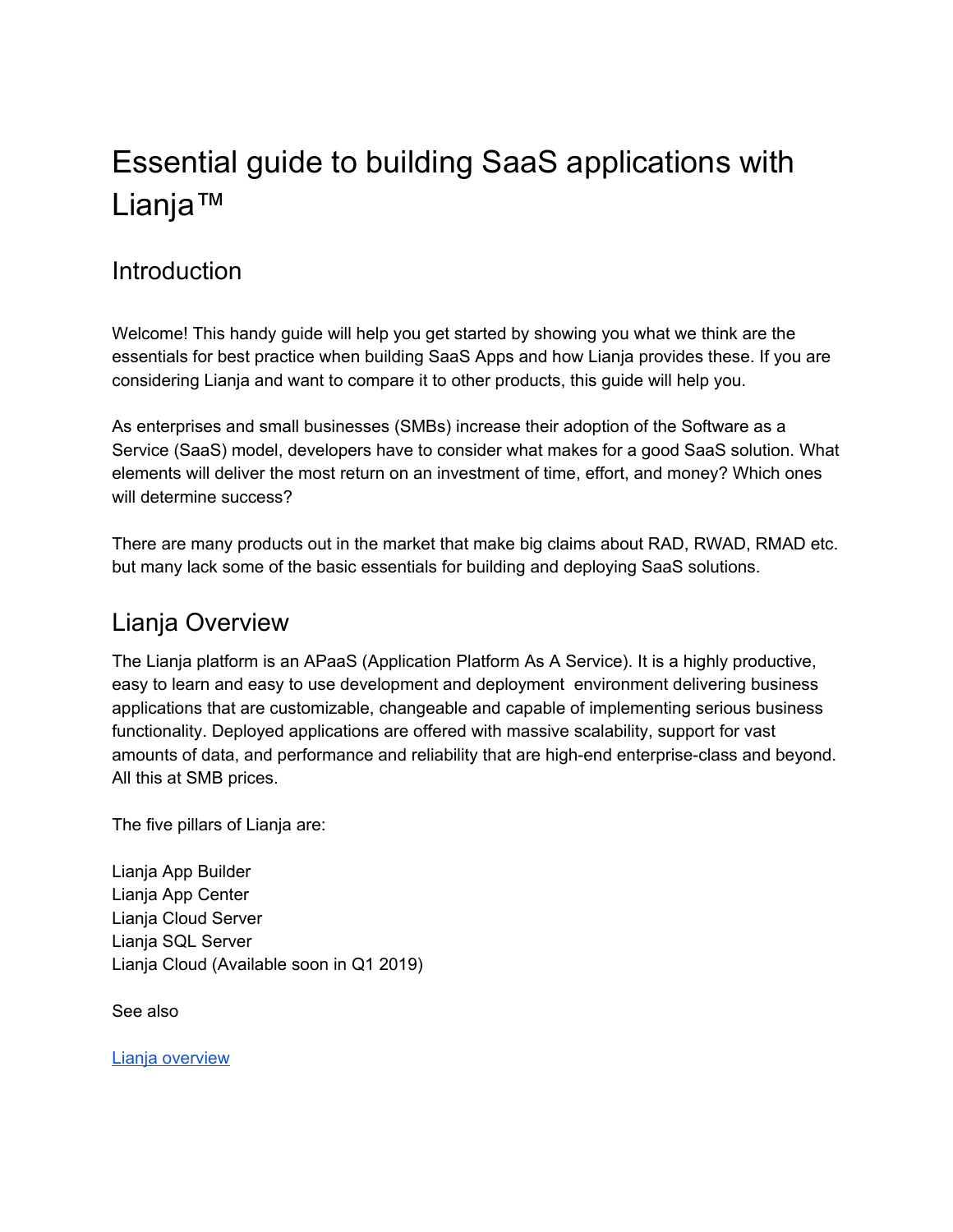# Essential guide to building SaaS applications with Lianja™

## Introduction

Welcome! This handy guide will help you get started by showing you what we think are the essentials for best practice when building SaaS Apps and how Lianja provides these. If you are considering Lianja and want to compare it to other products, this guide will help you.

As enterprises and small businesses (SMBs) increase their adoption of the Software as a Service (SaaS) model, developers have to consider what makes for a good SaaS solution. What elements will deliver the most return on an investment of time, effort, and money? Which ones will determine success?

There are many products out in the market that make big claims about RAD, RWAD, RMAD etc. but many lack some of the basic essentials for building and deploying SaaS solutions.

## Lianja Overview

The Lianja platform is an APaaS (Application Platform As A Service). It is a highly productive, easy to learn and easy to use development and deployment environment delivering business applications that are customizable, changeable and capable of implementing serious business functionality. Deployed applications are offered with massive scalability, support for vast amounts of data, and performance and reliability that are high-end enterprise-class and beyond. All this at SMB prices.

The five pillars of Lianja are:

Lianja App Builder
Lianja App Center
Lianja Cloud Server
Lianja SQL Server
Lianja Cloud (Available soon in Q1 2019)

See also

[Lianja overview]()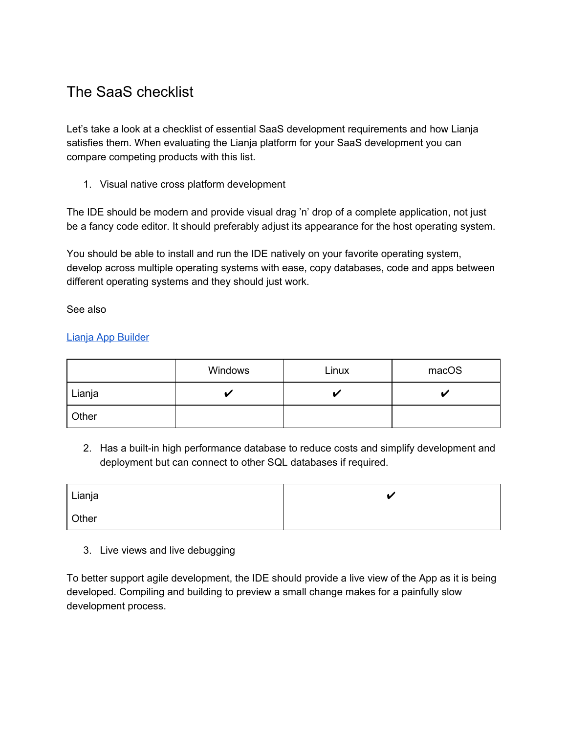# The SaaS checklist

Let's take a look at a checklist of essential SaaS development requirements and how Lianja satisfies them. When evaluating the Lianja platform for your SaaS development you can compare competing products with this list.

1. Visual native cross platform development

The IDE should be modern and provide visual drag 'n' drop of a complete application, not just be a fancy code editor. It should preferably adjust its appearance for the host operating system.

You should be able to install and run the IDE natively on your favorite operating system, develop across multiple operating systems with ease, copy databases, code and apps between different operating systems and they should just work.

See also

[Lianja App Builder]()

| | Windows | Linux | macOS |
|---|---|---|---|
| Lianja | ✔ | ✔ | ✔ |
| Other | | | |

2. Has a built-in high performance database to reduce costs and simplify development and deployment but can connect to other SQL databases if required.

| | |
|---|---|
| Lianja | ✔ |
| Other | |

3. Live views and live debugging

To better support agile development, the IDE should provide a live view of the App as it is being developed. Compiling and building to preview a small change makes for a painfully slow development process.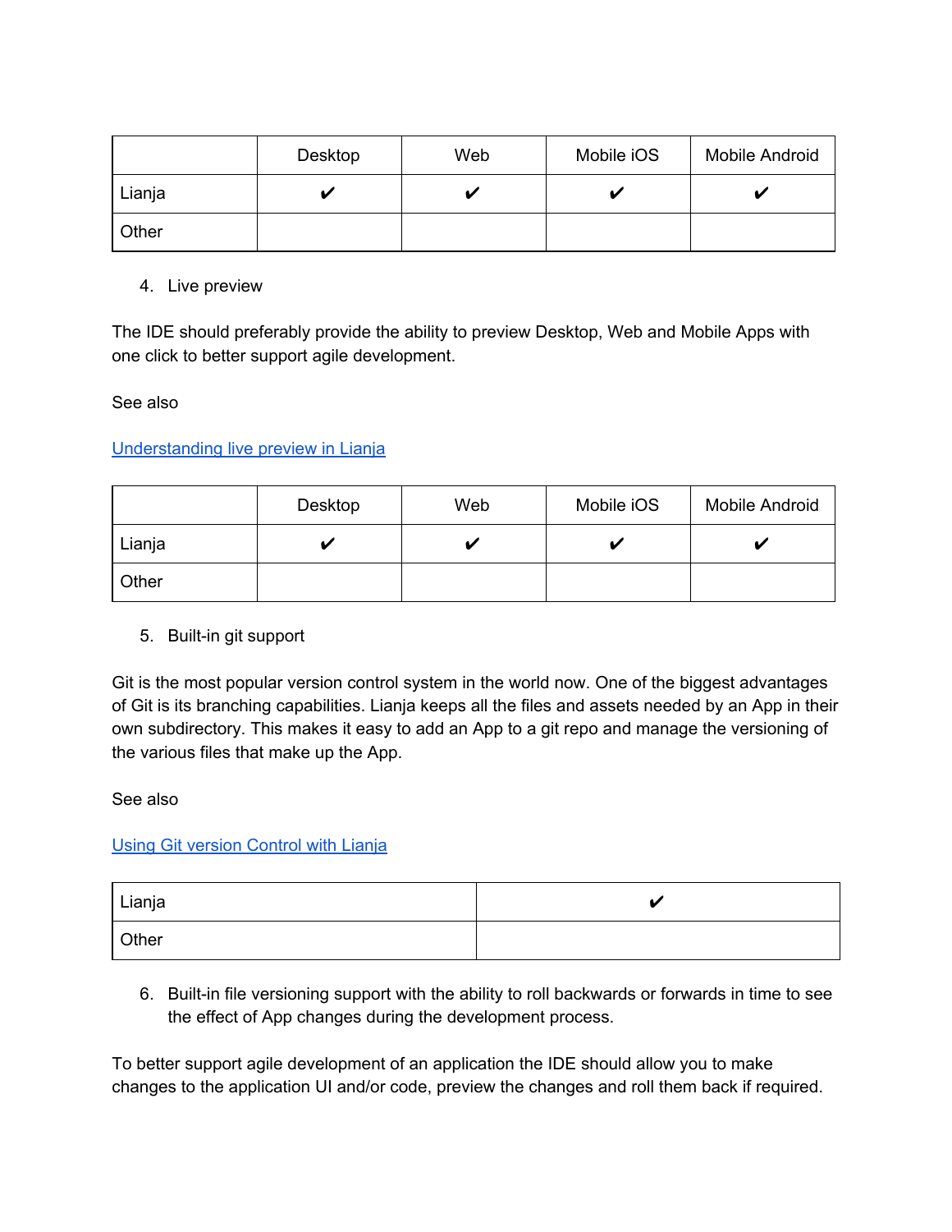| | Desktop | Web | Mobile iOS | Mobile Android |
|---|---|---|---|---|
| Lianja | ✔ | ✔ | ✔ | ✔ |
| Other | | | | |

4. Live preview

The IDE should preferably provide the ability to preview Desktop, Web and Mobile Apps with one click to better support agile development.

See also

[Understanding live preview in Lianja]()

| | Desktop | Web | Mobile iOS | Mobile Android |
|---|---|---|---|---|
| Lianja | ✔ | ✔ | ✔ | ✔ |
| Other | | | | |

5. Built-in git support

Git is the most popular version control system in the world now. One of the biggest advantages of Git is its branching capabilities. Lianja keeps all the files and assets needed by an App in their own subdirectory. This makes it easy to add an App to a git repo and manage the versioning of the various files that make up the App.

See also

[Using Git version Control with Lianja]()

| | |
|---|---|
| Lianja | ✔ |
| Other | |

6. Built-in file versioning support with the ability to roll backwards or forwards in time to see the effect of App changes during the development process.

To better support agile development of an application the IDE should allow you to make changes to the application UI and/or code, preview the changes and roll them back if required.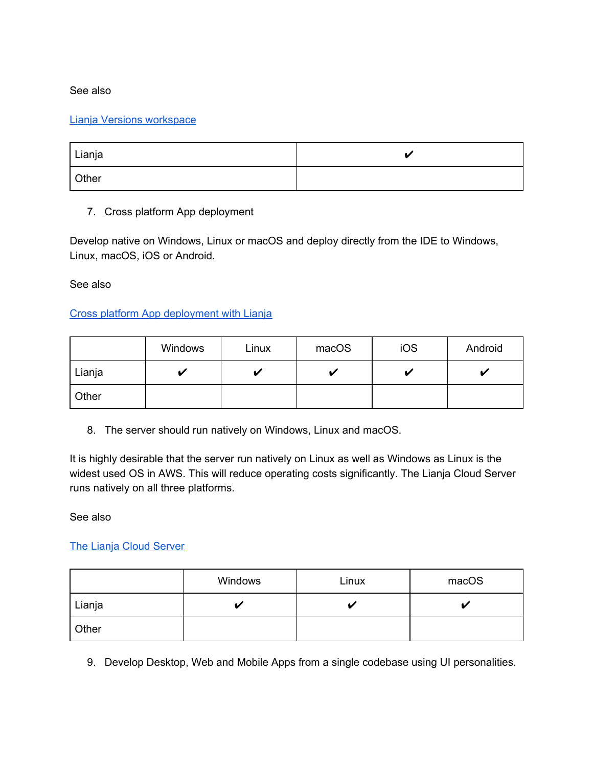See also

Lianja Versions workspace

| | |
|---|---|
| Lianja | ✔ |
| Other | |

7. Cross platform App deployment

Develop native on Windows, Linux or macOS and deploy directly from the IDE to Windows, Linux, macOS, iOS or Android.

See also

Cross platform App deployment with Lianja

| | Windows | Linux | macOS | iOS | Android |
|---|---|---|---|---|---|
| Lianja | ✔ | ✔ | ✔ | ✔ | ✔ |
| Other | | | | | |

8. The server should run natively on Windows, Linux and macOS.

It is highly desirable that the server run natively on Linux as well as Windows as Linux is the widest used OS in AWS. This will reduce operating costs significantly. The Lianja Cloud Server runs natively on all three platforms.

See also

The Lianja Cloud Server

| | Windows | Linux | macOS |
|---|---|---|---|
| Lianja | ✔ | ✔ | ✔ |
| Other | | | |

9. Develop Desktop, Web and Mobile Apps from a single codebase using UI personalities.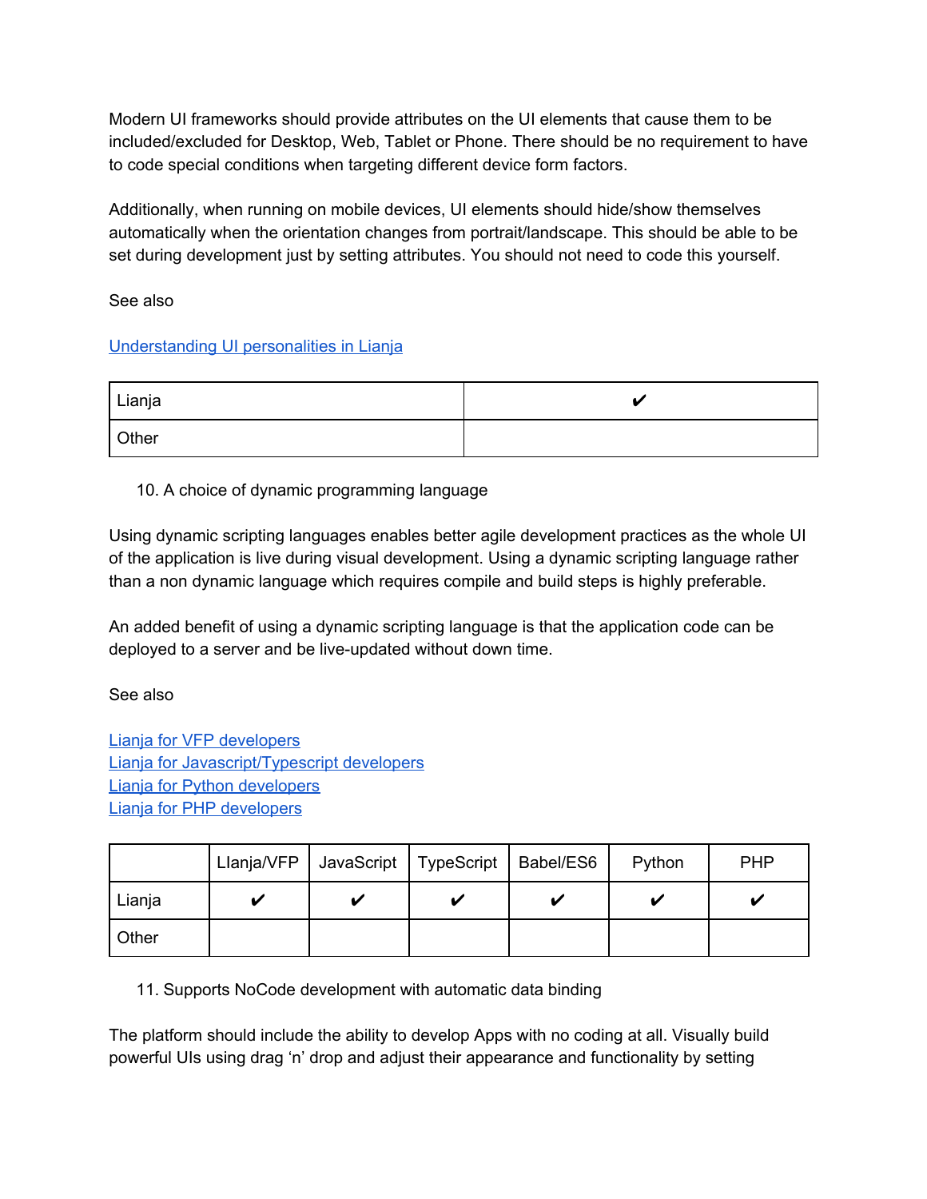Modern UI frameworks should provide attributes on the UI elements that cause them to be included/excluded for Desktop, Web, Tablet or Phone. There should be no requirement to have to code special conditions when targeting different device form factors.

Additionally, when running on mobile devices, UI elements should hide/show themselves automatically when the orientation changes from portrait/landscape. This should be able to be set during development just by setting attributes. You should not need to code this yourself.

See also

[Understanding UI personalities in Lianja]()

| | |
|---|---|
| Lianja | ✔ |
| Other | |

10. A choice of dynamic programming language

Using dynamic scripting languages enables better agile development practices as the whole UI of the application is live during visual development. Using a dynamic scripting language rather than a non dynamic language which requires compile and build steps is highly preferable.

An added benefit of using a dynamic scripting language is that the application code can be deployed to a server and be live-updated without down time.

See also

[Lianja for VFP developers]()
[Lianja for Javascript/Typescript developers]()
[Lianja for Python developers]()
[Lianja for PHP developers]()

| | Llanja/VFP | JavaScript | TypeScript | Babel/ES6 | Python | PHP |
|---|---|---|---|---|---|---|
| Lianja | ✔ | ✔ | ✔ | ✔ | ✔ | ✔ |
| Other | | | | | | |

11. Supports NoCode development with automatic data binding

The platform should include the ability to develop Apps with no coding at all. Visually build powerful UIs using drag 'n' drop and adjust their appearance and functionality by setting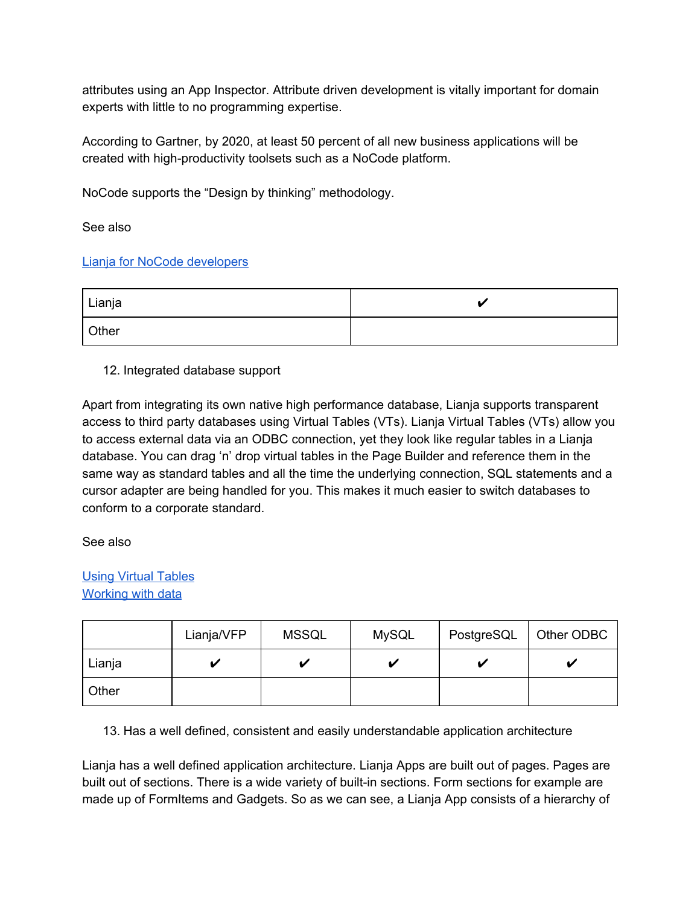attributes using an App Inspector. Attribute driven development is vitally important for domain experts with little to no programming expertise.

According to Gartner, by 2020, at least 50 percent of all new business applications will be created with high-productivity toolsets such as a NoCode platform.

NoCode supports the “Design by thinking” methodology.

See also

[Lianja for NoCode developers]()

| Lianja | ✔ |
|---|---|
| Other | |

12. Integrated database support

Apart from integrating its own native high performance database, Lianja supports transparent access to third party databases using Virtual Tables (VTs). Lianja Virtual Tables (VTs) allow you to access external data via an ODBC connection, yet they look like regular tables in a Lianja database. You can drag ‘n’ drop virtual tables in the Page Builder and reference them in the same way as standard tables and all the time the underlying connection, SQL statements and a cursor adapter are being handled for you. This makes it much easier to switch databases to conform to a corporate standard.

See also

[Using Virtual Tables]()
[Working with data]()

| | Lianja/VFP | MSSQL | MySQL | PostgreSQL | Other ODBC |
|---|---|---|---|---|---|
| Lianja | ✔ | ✔ | ✔ | ✔ | ✔ |
| Other | | | | | |

13. Has a well defined, consistent and easily understandable application architecture

Lianja has a well defined application architecture. Lianja Apps are built out of pages. Pages are built out of sections. There is a wide variety of built-in sections. Form sections for example are made up of FormItems and Gadgets. So as we can see, a Lianja App consists of a hierarchy of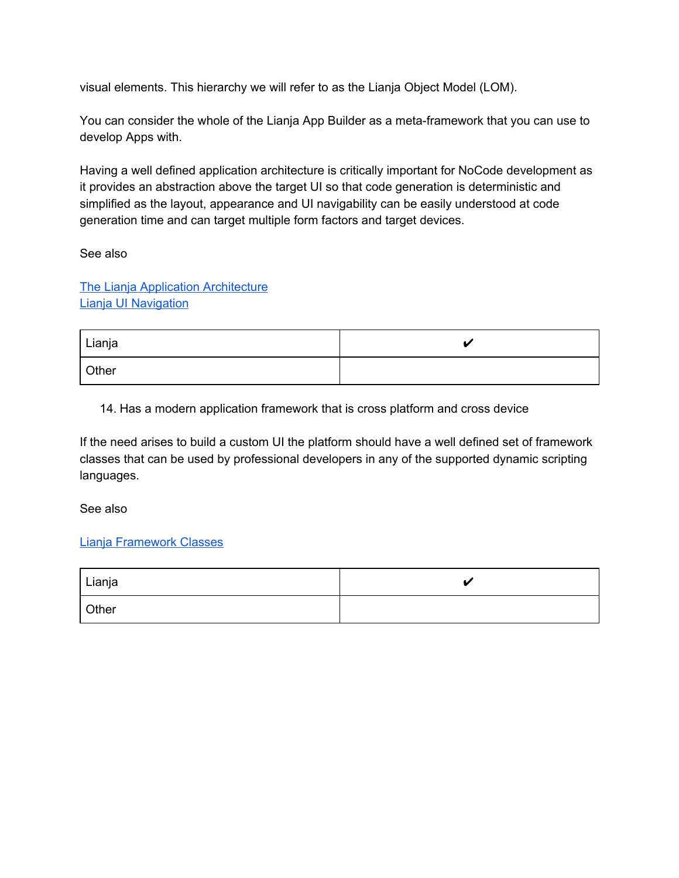visual elements. This hierarchy we will refer to as the Lianja Object Model (LOM).

You can consider the whole of the Lianja App Builder as a meta-framework that you can use to develop Apps with.

Having a well defined application architecture is critically important for NoCode development as it provides an abstraction above the target UI so that code generation is deterministic and simplified as the layout, appearance and UI navigability can be easily understood at code generation time and can target multiple form factors and target devices.

See also

[The Lianja Application Architecture]()
[Lianja UI Navigation]()

| Lianja | ✔ |
|---|---|
| Other | |

14. Has a modern application framework that is cross platform and cross device

If the need arises to build a custom UI the platform should have a well defined set of framework classes that can be used by professional developers in any of the supported dynamic scripting languages.

See also

[Lianja Framework Classes]()

| Lianja | ✔ |
|---|---|
| Other | |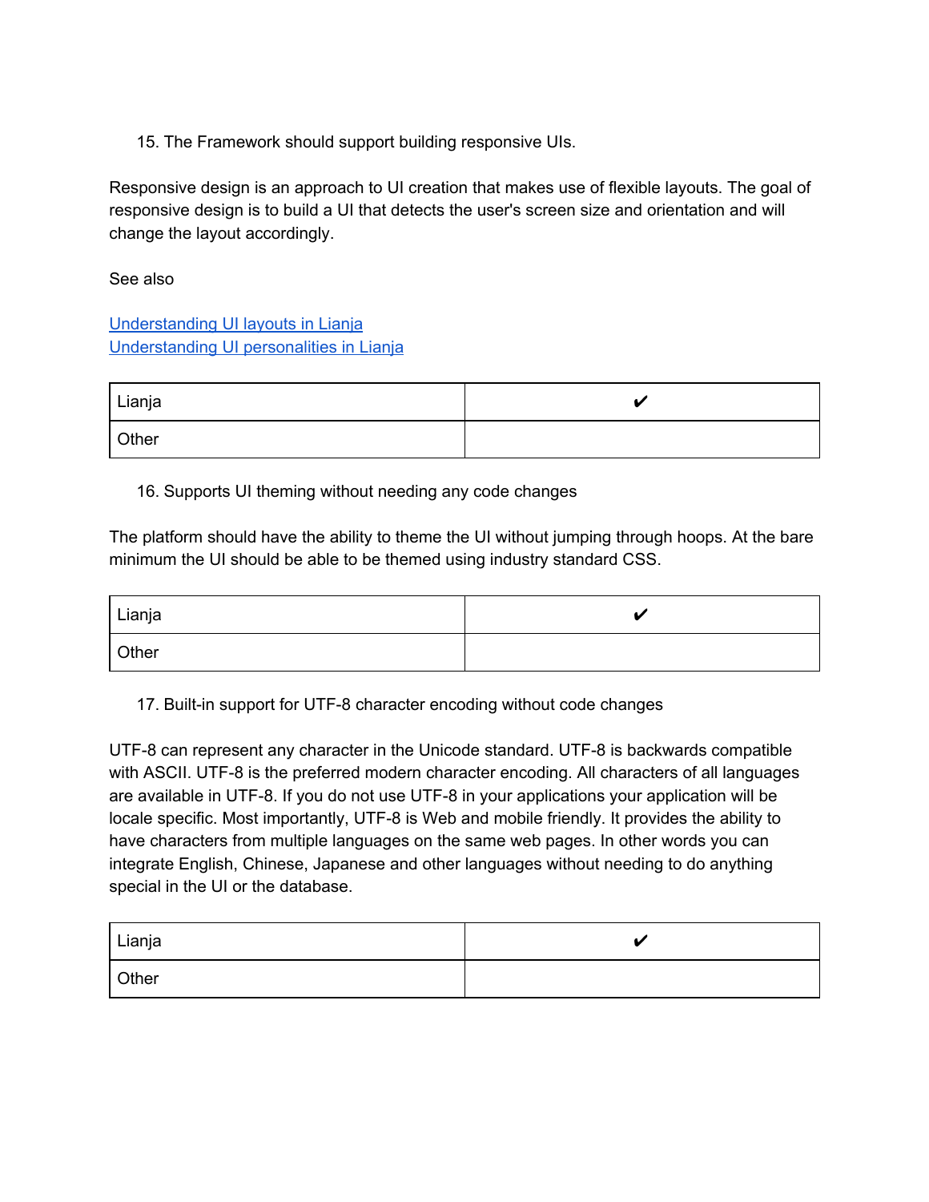15. The Framework should support building responsive UIs.

Responsive design is an approach to UI creation that makes use of flexible layouts. The goal of responsive design is to build a UI that detects the user's screen size and orientation and will change the layout accordingly.

See also

[Understanding UI layouts in Lianja](#)
[Understanding UI personalities in Lianja](#)

| Lianja | ✔ |
|---|---|
| Other | |

16. Supports UI theming without needing any code changes

The platform should have the ability to theme the UI without jumping through hoops. At the bare minimum the UI should be able to be themed using industry standard CSS.

| Lianja | ✔ |
|---|---|
| Other | |

17. Built-in support for UTF-8 character encoding without code changes

UTF-8 can represent any character in the Unicode standard. UTF-8 is backwards compatible with ASCII. UTF-8 is the preferred modern character encoding. All characters of all languages are available in UTF-8. If you do not use UTF-8 in your applications your application will be locale specific. Most importantly, UTF-8 is Web and mobile friendly. It provides the ability to have characters from multiple languages on the same web pages. In other words you can integrate English, Chinese, Japanese and other languages without needing to do anything special in the UI or the database.

| Lianja | ✔ |
|---|---|
| Other | |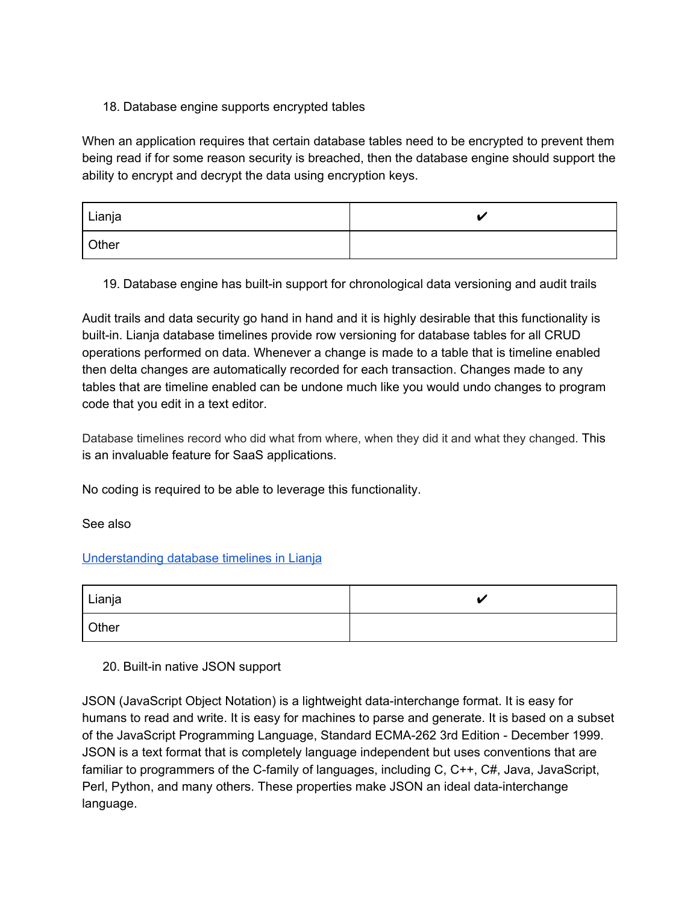18. Database engine supports encrypted tables

When an application requires that certain database tables need to be encrypted to prevent them being read if for some reason security is breached, then the database engine should support the ability to encrypt and decrypt the data using encryption keys.

| Lianja | ✔ |
|---|---|
| Other | |

19. Database engine has built-in support for chronological data versioning and audit trails

Audit trails and data security go hand in hand and it is highly desirable that this functionality is built-in. Lianja database timelines provide row versioning for database tables for all CRUD operations performed on data. Whenever a change is made to a table that is timeline enabled then delta changes are automatically recorded for each transaction. Changes made to any tables that are timeline enabled can be undone much like you would undo changes to program code that you edit in a text editor.

Database timelines record who did what from where, when they did it and what they changed. This is an invaluable feature for SaaS applications.

No coding is required to be able to leverage this functionality.

See also

[Understanding database timelines in Lianja]()

| Lianja | ✔ |
|---|---|
| Other | |

20. Built-in native JSON support

JSON (JavaScript Object Notation) is a lightweight data-interchange format. It is easy for humans to read and write. It is easy for machines to parse and generate. It is based on a subset of the JavaScript Programming Language, Standard ECMA-262 3rd Edition - December 1999. JSON is a text format that is completely language independent but uses conventions that are familiar to programmers of the C-family of languages, including C, C++, C#, Java, JavaScript, Perl, Python, and many others. These properties make JSON an ideal data-interchange language.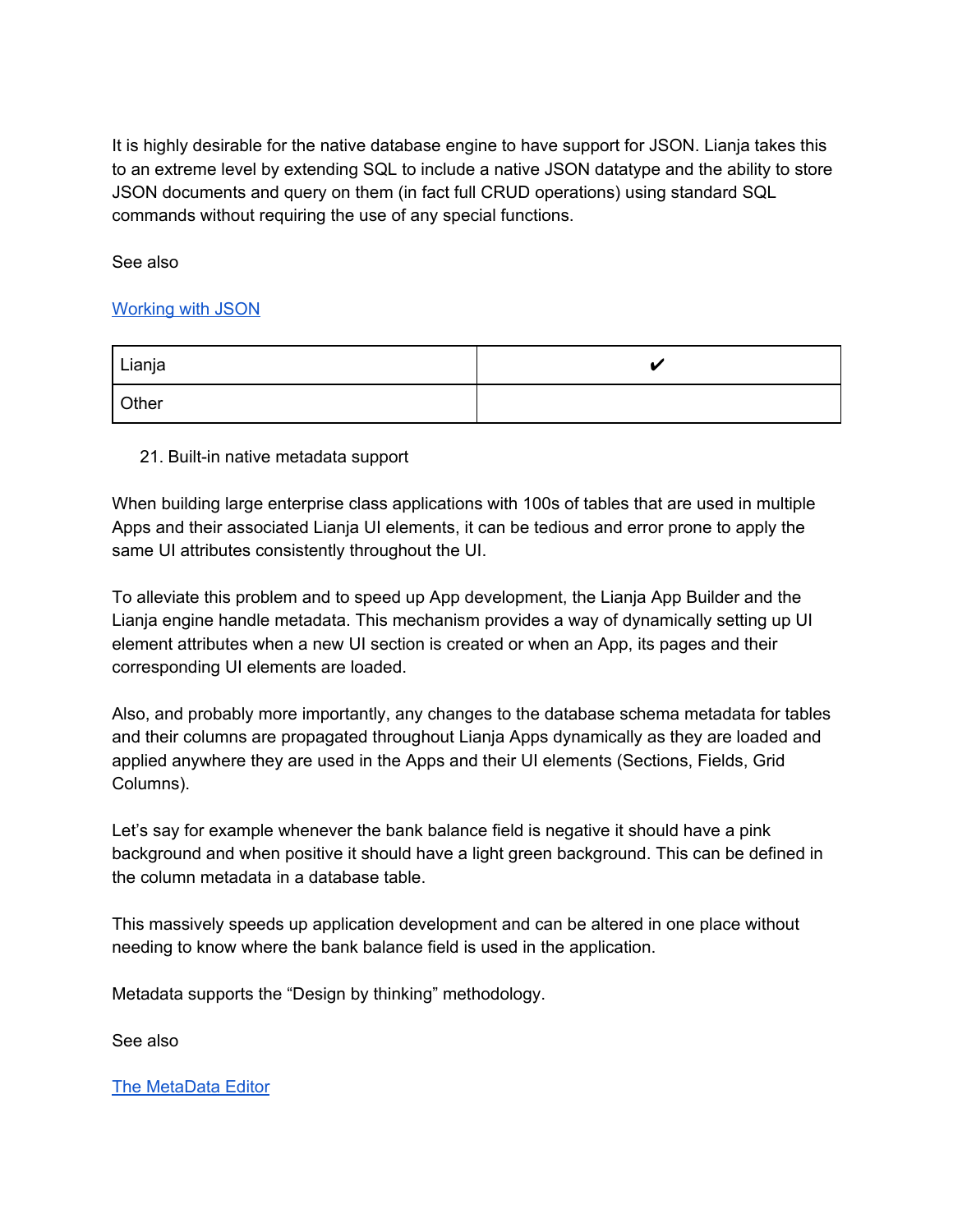It is highly desirable for the native database engine to have support for JSON. Lianja takes this to an extreme level by extending SQL to include a native JSON datatype and the ability to store JSON documents and query on them (in fact full CRUD operations) using standard SQL commands without requiring the use of any special functions.

See also

[Working with JSON]()

| Lianja | ✔ |
|---|---|
| Other | |

21. Built-in native metadata support

When building large enterprise class applications with 100s of tables that are used in multiple Apps and their associated Lianja UI elements, it can be tedious and error prone to apply the same UI attributes consistently throughout the UI.

To alleviate this problem and to speed up App development, the Lianja App Builder and the Lianja engine handle metadata. This mechanism provides a way of dynamically setting up UI element attributes when a new UI section is created or when an App, its pages and their corresponding UI elements are loaded.

Also, and probably more importantly, any changes to the database schema metadata for tables and their columns are propagated throughout Lianja Apps dynamically as they are loaded and applied anywhere they are used in the Apps and their UI elements (Sections, Fields, Grid Columns).

Let's say for example whenever the bank balance field is negative it should have a pink background and when positive it should have a light green background. This can be defined in the column metadata in a database table.

This massively speeds up application development and can be altered in one place without needing to know where the bank balance field is used in the application.

Metadata supports the "Design by thinking" methodology.

See also

[The MetaData Editor]()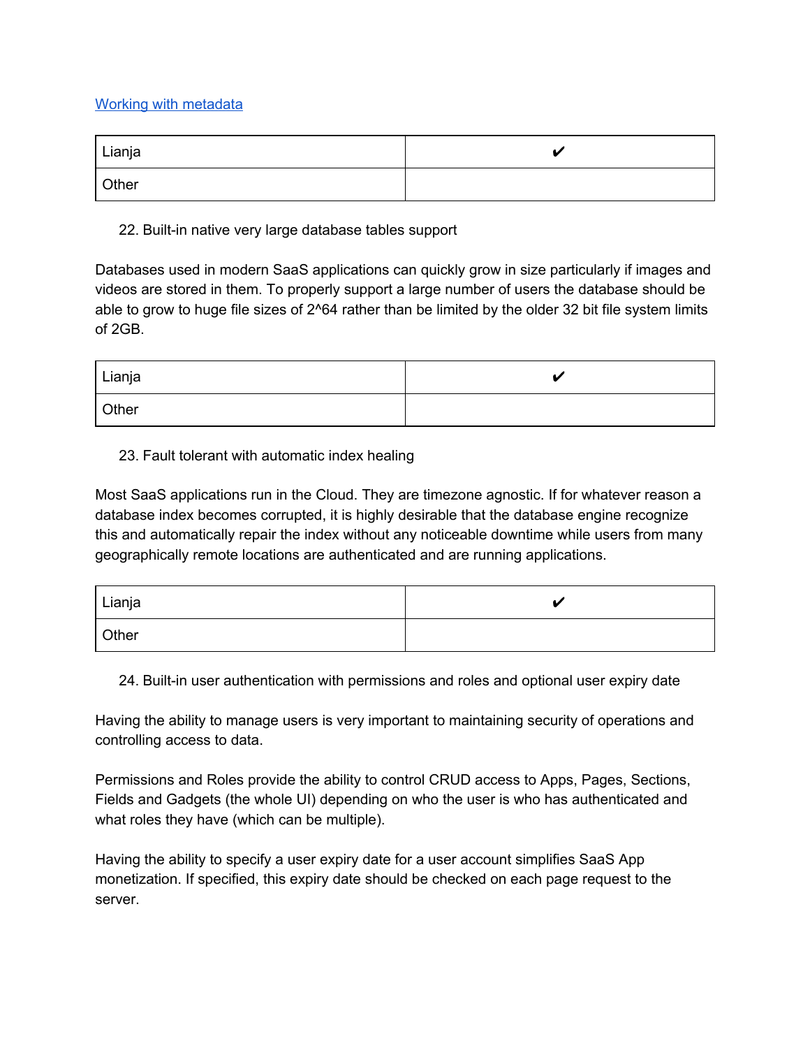[Working with metadata](#)

| Lianja | ✔ |
|---|---|
| Other | |

22. Built-in native very large database tables support

Databases used in modern SaaS applications can quickly grow in size particularly if images and videos are stored in them. To properly support a large number of users the database should be able to grow to huge file sizes of 2^64 rather than be limited by the older 32 bit file system limits of 2GB.

| Lianja | ✔ |
|---|---|
| Other | |

23. Fault tolerant with automatic index healing

Most SaaS applications run in the Cloud. They are timezone agnostic. If for whatever reason a database index becomes corrupted, it is highly desirable that the database engine recognize this and automatically repair the index without any noticeable downtime while users from many geographically remote locations are authenticated and are running applications.

| Lianja | ✔ |
|---|---|
| Other | |

24. Built-in user authentication with permissions and roles and optional user expiry date

Having the ability to manage users is very important to maintaining security of operations and controlling access to data.

Permissions and Roles provide the ability to control CRUD access to Apps, Pages, Sections, Fields and Gadgets (the whole UI) depending on who the user is who has authenticated and what roles they have (which can be multiple).

Having the ability to specify a user expiry date for a user account simplifies SaaS App monetization. If specified, this expiry date should be checked on each page request to the server.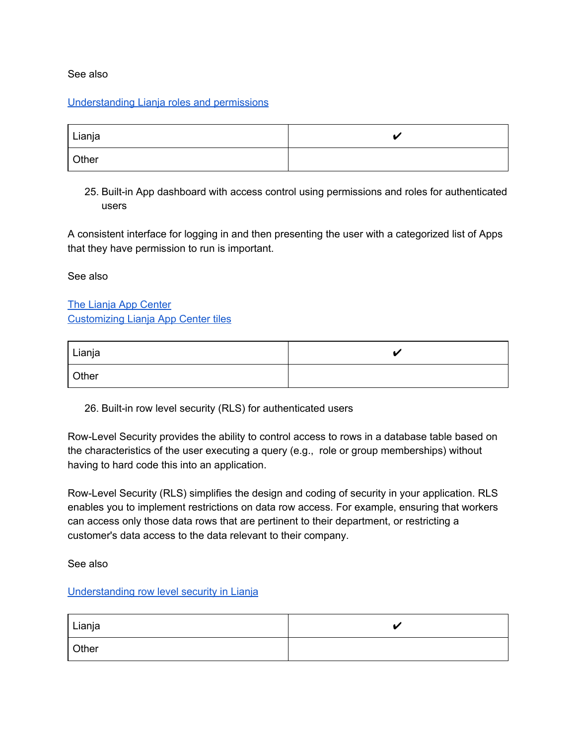See also

Understanding Lianja roles and permissions

| Lianja | ✔ |
|---|---|
| Other | |

25. Built-in App dashboard with access control using permissions and roles for authenticated users

A consistent interface for logging in and then presenting the user with a categorized list of Apps that they have permission to run is important.

See also

The Lianja App Center
Customizing Lianja App Center tiles

| Lianja | ✔ |
|---|---|
| Other | |

26. Built-in row level security (RLS) for authenticated users

Row-Level Security provides the ability to control access to rows in a database table based on the characteristics of the user executing a query (e.g., role or group memberships) without having to hard code this into an application.

Row-Level Security (RLS) simplifies the design and coding of security in your application. RLS enables you to implement restrictions on data row access. For example, ensuring that workers can access only those data rows that are pertinent to their department, or restricting a customer's data access to the data relevant to their company.

See also

Understanding row level security in Lianja

| Lianja | ✔ |
|---|---|
| Other | |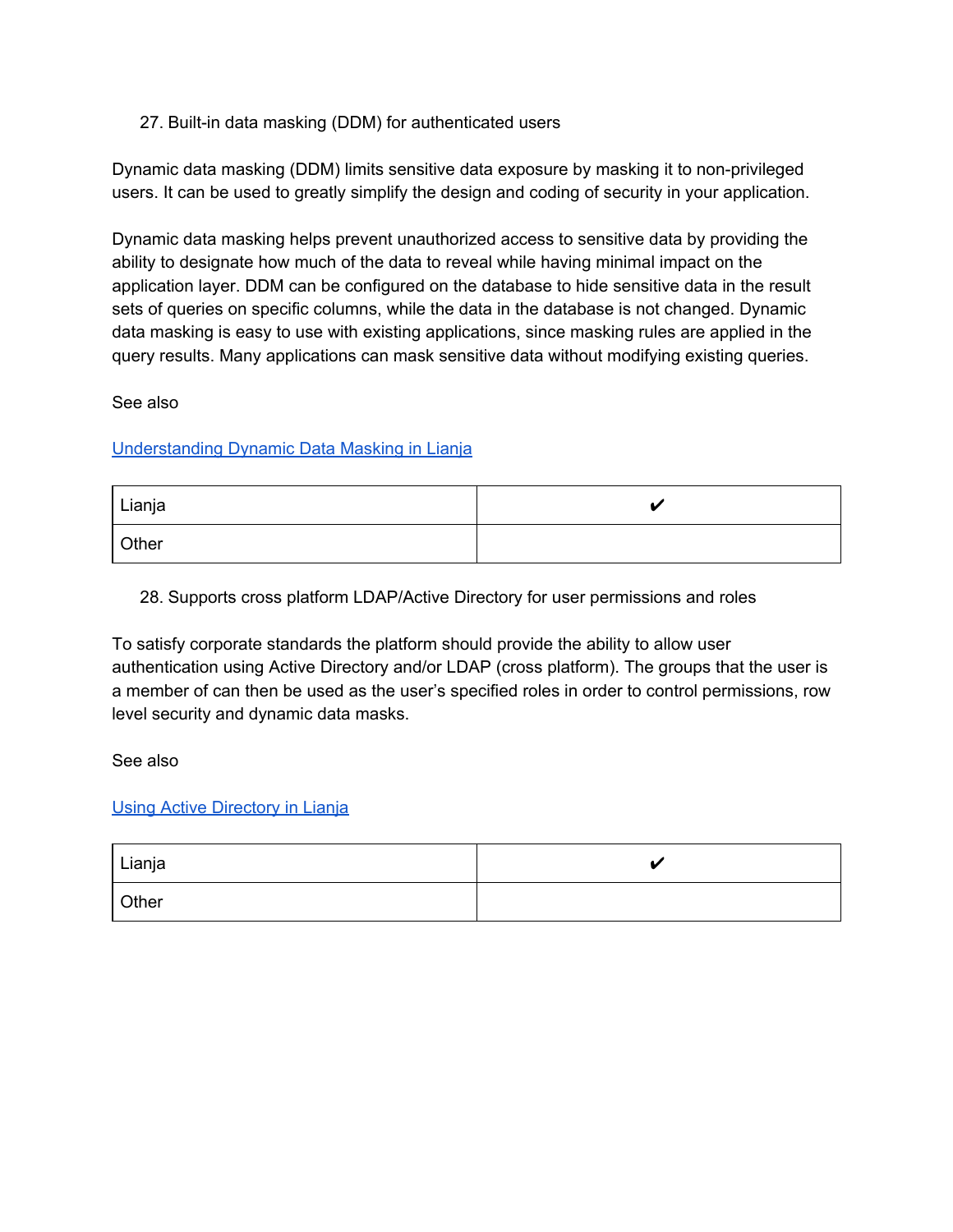27. Built-in data masking (DDM) for authenticated users

Dynamic data masking (DDM) limits sensitive data exposure by masking it to non-privileged users. It can be used to greatly simplify the design and coding of security in your application.

Dynamic data masking helps prevent unauthorized access to sensitive data by providing the ability to designate how much of the data to reveal while having minimal impact on the application layer. DDM can be configured on the database to hide sensitive data in the result sets of queries on specific columns, while the data in the database is not changed. Dynamic data masking is easy to use with existing applications, since masking rules are applied in the query results. Many applications can mask sensitive data without modifying existing queries.

See also

[Understanding Dynamic Data Masking in Lianja]()

| | |
|---|---|
| Lianja | ✔ |
| Other | |

28. Supports cross platform LDAP/Active Directory for user permissions and roles

To satisfy corporate standards the platform should provide the ability to allow user authentication using Active Directory and/or LDAP (cross platform). The groups that the user is a member of can then be used as the user's specified roles in order to control permissions, row level security and dynamic data masks.

See also

[Using Active Directory in Lianja]()

| | |
|---|---|
| Lianja | ✔ |
| Other | |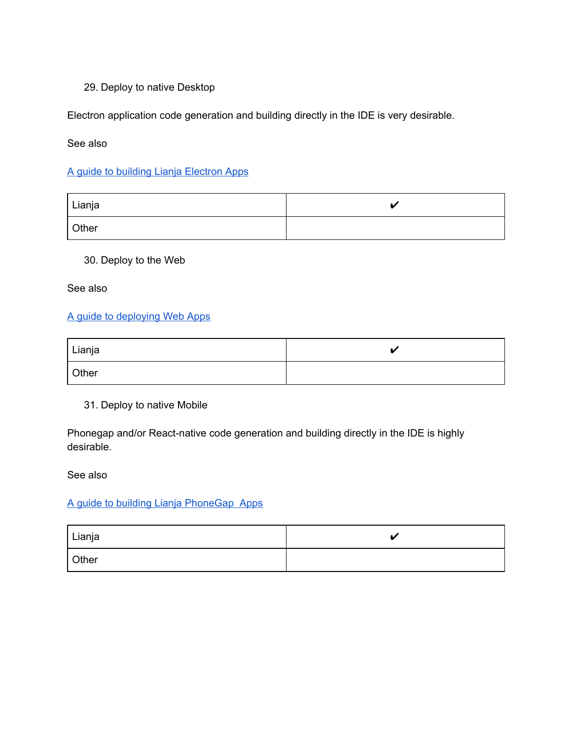29. Deploy to native Desktop

Electron application code generation and building directly in the IDE is very desirable.

See also

A guide to building Lianja Electron Apps

| Lianja | ✔ |
| --- | --- |
| Other | |

30. Deploy to the Web

See also

A guide to deploying Web Apps

| Lianja | ✔ |
| --- | --- |
| Other | |

31. Deploy to native Mobile

Phonegap and/or React-native code generation and building directly in the IDE is highly desirable.

See also

A guide to building Lianja PhoneGap  Apps

| Lianja | ✔ |
| --- | --- |
| Other | |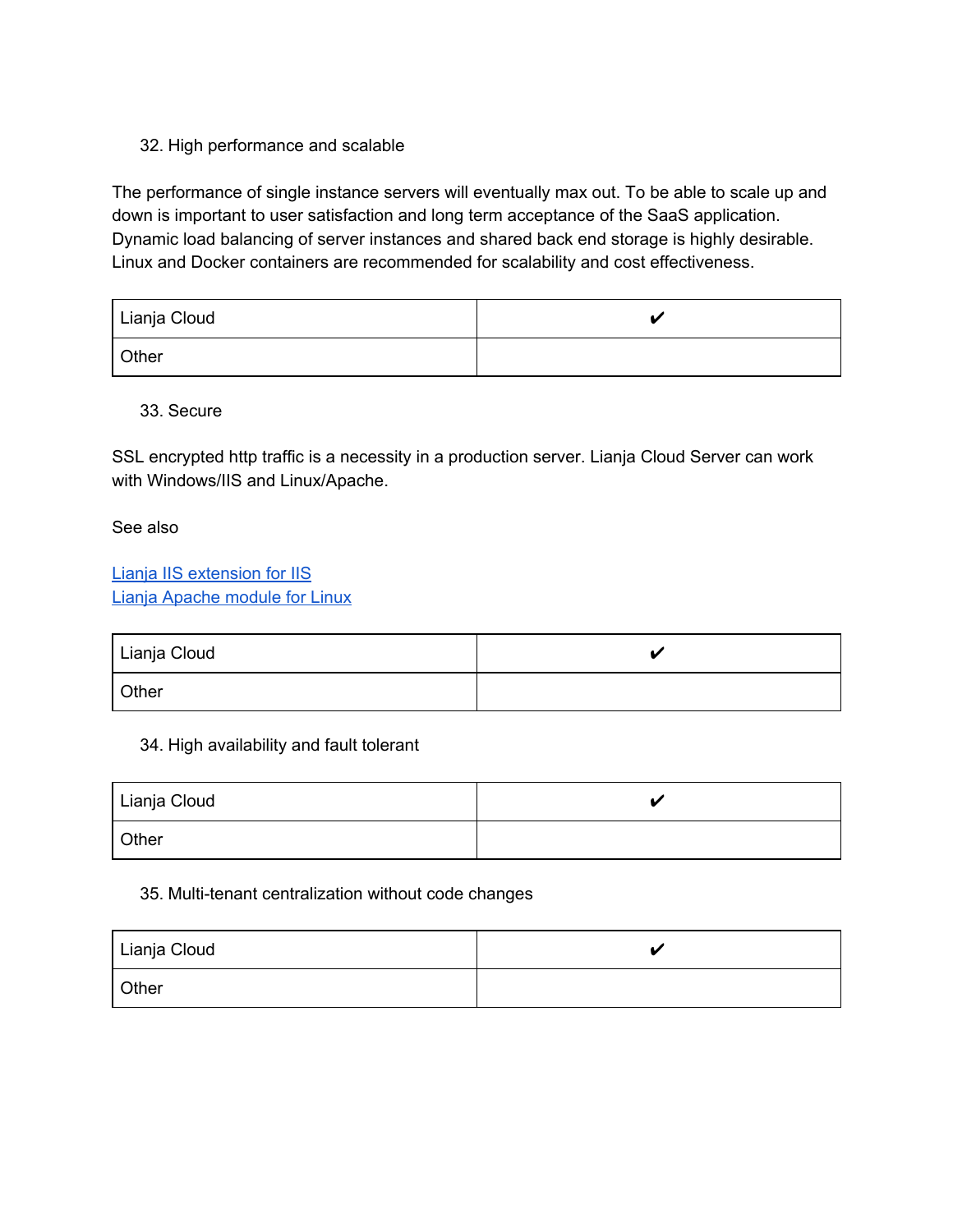32. High performance and scalable

The performance of single instance servers will eventually max out. To be able to scale up and down is important to user satisfaction and long term acceptance of the SaaS application. Dynamic load balancing of server instances and shared back end storage is highly desirable. Linux and Docker containers are recommended for scalability and cost effectiveness.

| Lianja Cloud | ✔ |
|---|---|
| Other | |

33. Secure

SSL encrypted http traffic is a necessity in a production server. Lianja Cloud Server can work with Windows/IIS and Linux/Apache.

See also

Lianja IIS extension for IIS
Lianja Apache module for Linux

| Lianja Cloud | ✔ |
|---|---|
| Other | |

34. High availability and fault tolerant

| Lianja Cloud | ✔ |
|---|---|
| Other | |

35. Multi-tenant centralization without code changes

| Lianja Cloud | ✔ |
|---|---|
| Other | |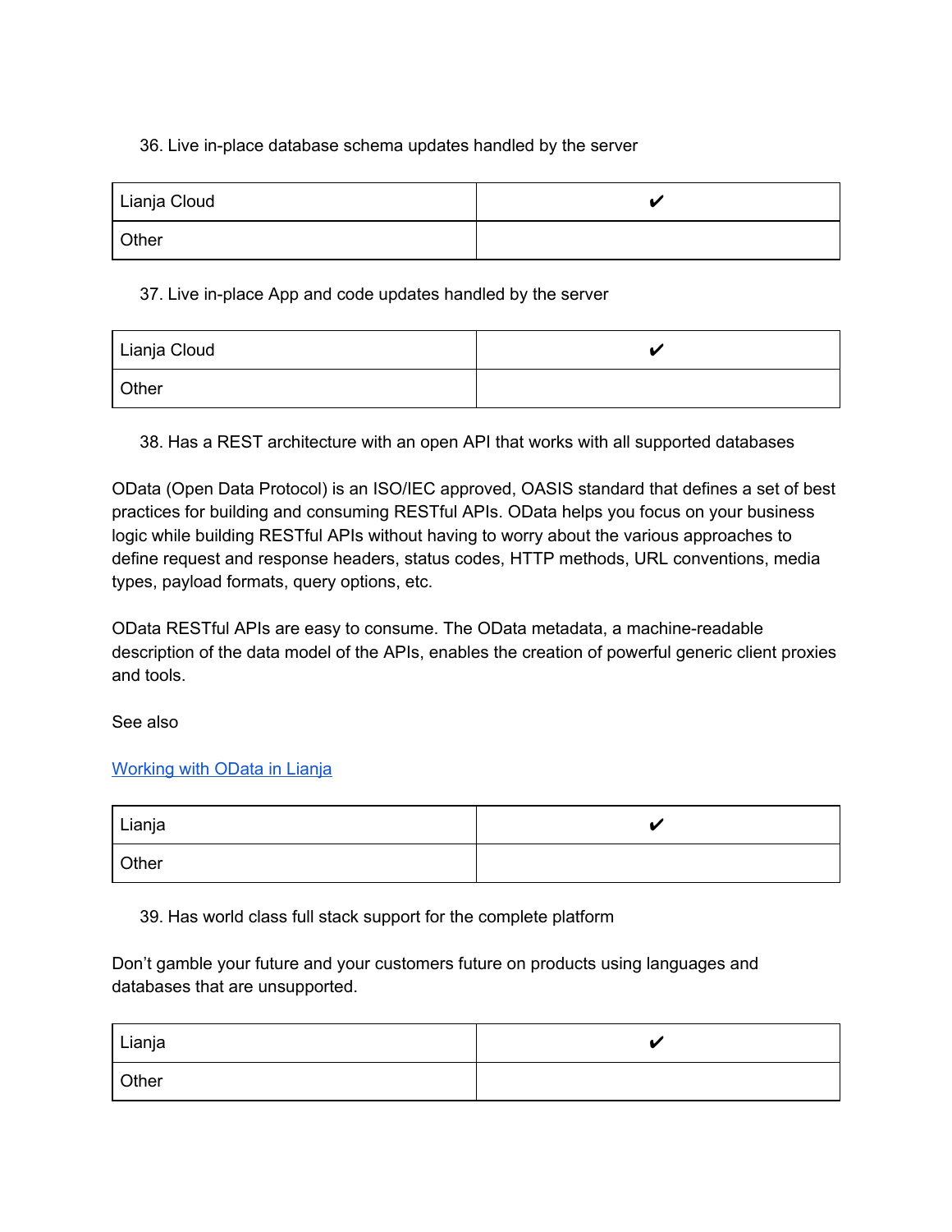36. Live in-place database schema updates handled by the server

| Lianja Cloud | ✔ |
|---|---|
| Other | |

37. Live in-place App and code updates handled by the server

| Lianja Cloud | ✔ |
|---|---|
| Other | |

38. Has a REST architecture with an open API that works with all supported databases

OData (Open Data Protocol) is an ISO/IEC approved, OASIS standard that defines a set of best practices for building and consuming RESTful APIs. OData helps you focus on your business logic while building RESTful APIs without having to worry about the various approaches to define request and response headers, status codes, HTTP methods, URL conventions, media types, payload formats, query options, etc.

OData RESTful APIs are easy to consume. The OData metadata, a machine-readable description of the data model of the APIs, enables the creation of powerful generic client proxies and tools.

See also

Working with OData in Lianja

| Lianja | ✔ |
|---|---|
| Other | |

39. Has world class full stack support for the complete platform

Don't gamble your future and your customers future on products using languages and databases that are unsupported.

| Lianja | ✔ |
|---|---|
| Other | |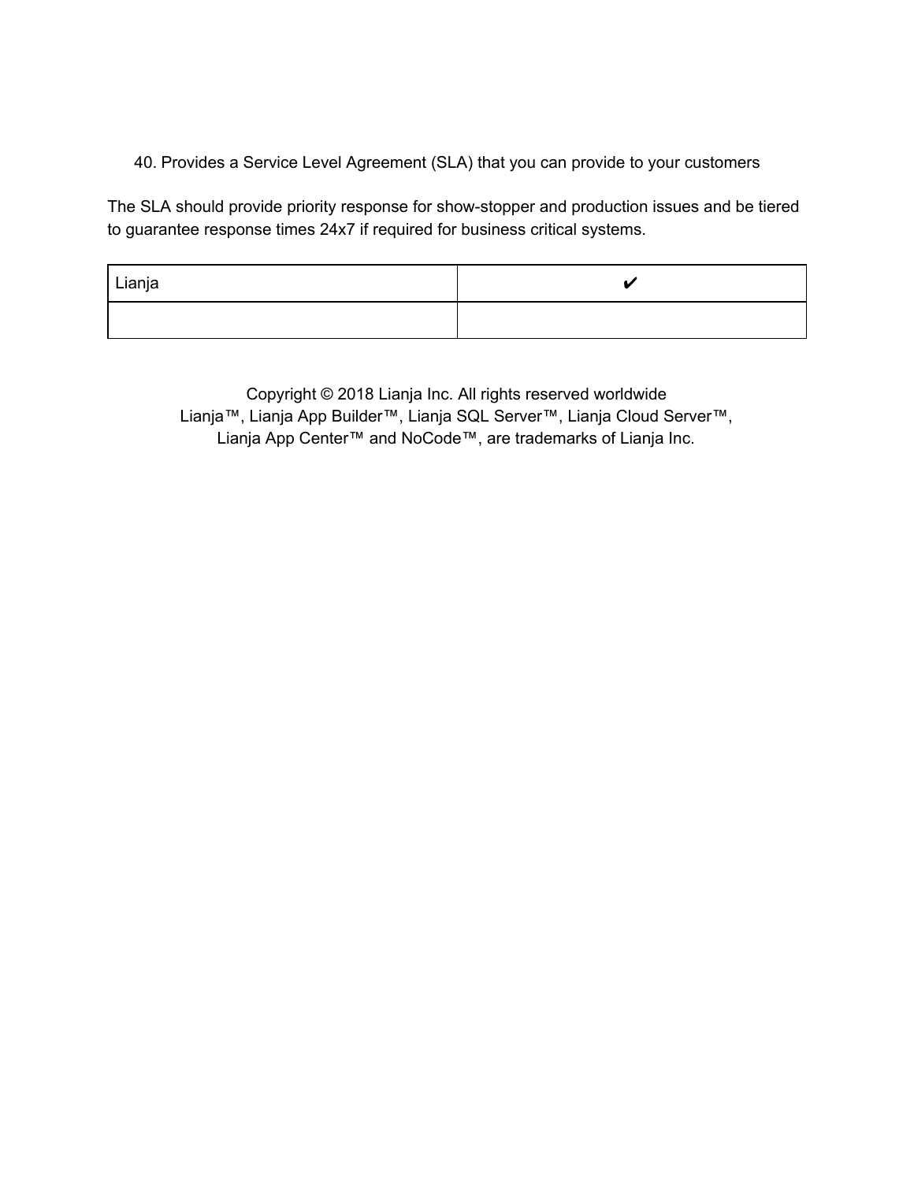40. Provides a Service Level Agreement (SLA) that you can provide to your customers

The SLA should provide priority response for show-stopper and production issues and be tiered to guarantee response times 24x7 if required for business critical systems.

| | |
|---|---|
| Lianja | ✔ |
| | |

Copyright © 2018 Lianja Inc. All rights reserved worldwide
Lianja™, Lianja App Builder™, Lianja SQL Server™, Lianja Cloud Server™, Lianja App Center™ and NoCode™, are trademarks of Lianja Inc.